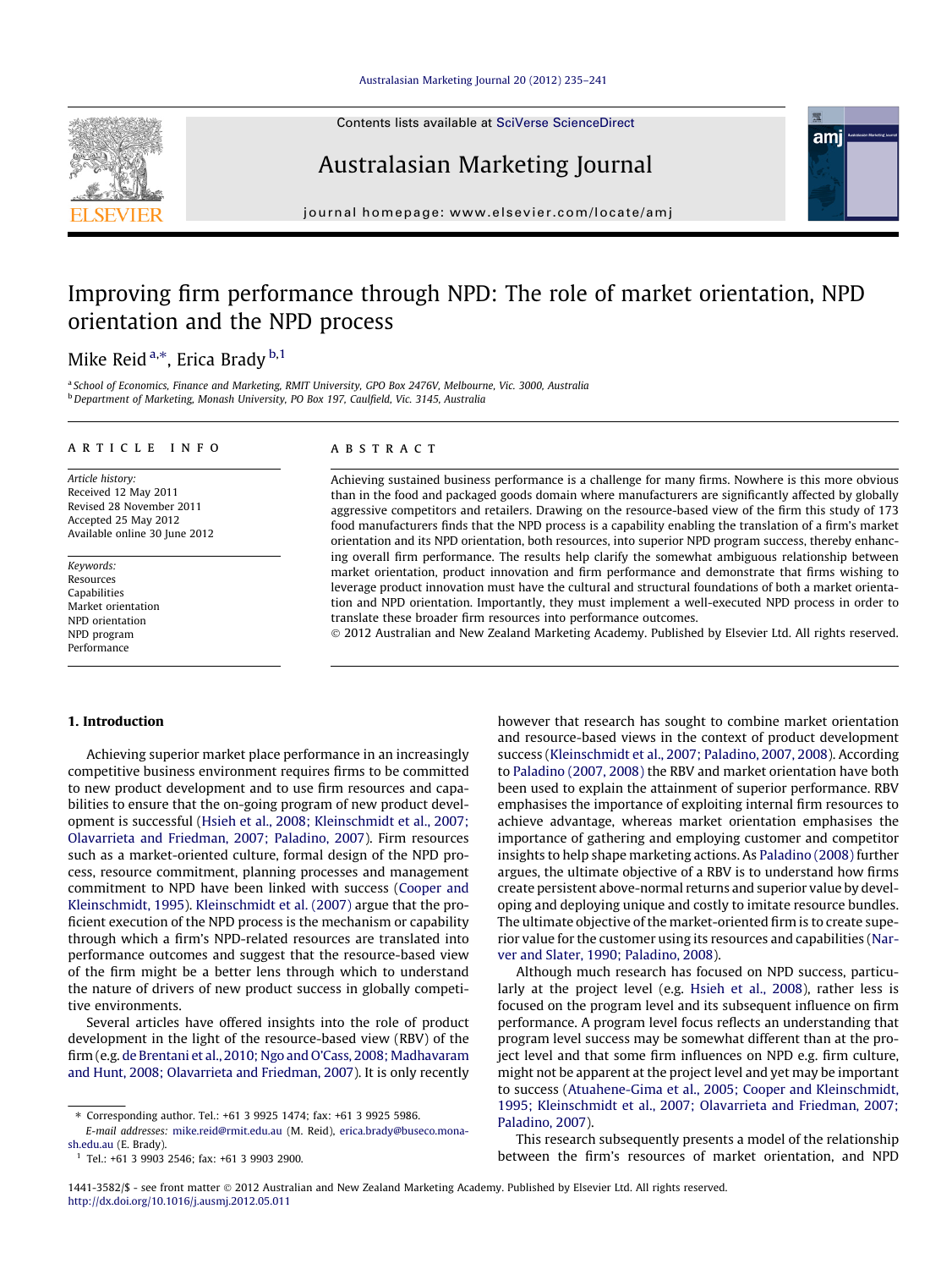# Improving firm performance through NPD: The role of market orientation, NPD orientation and the NPD process

Mike Reid [a,*], Erica Brady [b,1]

[a] School of Economics, Finance and Marketing, RMIT University, GPO Box 2476V, Melbourne, Vic. 3000, Australia
[b] Department of Marketing, Monash University, PO Box 197, Caulfield, Vic. 3145, Australia

## ARTICLE INFO

*Article history:*
Received 12 May 2011
Revised 28 November 2011
Accepted 25 May 2012
Available online 30 June 2012

*Keywords:*
Resources
Capabilities
Market orientation
NPD orientation
NPD program
Performance

## ABSTRACT

Achieving sustained business performance is a challenge for many firms. Nowhere is this more obvious than in the food and packaged goods domain where manufacturers are significantly affected by globally aggressive competitors and retailers. Drawing on the resource-based view of the firm this study of 173 food manufacturers finds that the NPD process is a capability enabling the translation of a firm's market orientation and its NPD orientation, both resources, into superior NPD program success, thereby enhancing overall firm performance. The results help clarify the somewhat ambiguous relationship between market orientation, product innovation and firm performance and demonstrate that firms wishing to leverage product innovation must have the cultural and structural foundations of both a market orientation and NPD orientation. Importantly, they must implement a well-executed NPD process in order to translate these broader firm resources into performance outcomes.

© 2012 Australian and New Zealand Marketing Academy. Published by Elsevier Ltd. All rights reserved.

## 1. Introduction

Achieving superior market place performance in an increasingly competitive business environment requires firms to be committed to new product development and to use firm resources and capabilities to ensure that the on-going program of new product development is successful (Hsieh et al., 2008; Kleinschmidt et al., 2007; Olavarrieta and Friedman, 2007; Paladino, 2007). Firm resources such as a market-oriented culture, formal design of the NPD process, resource commitment, planning processes and management commitment to NPD have been linked with success (Cooper and Kleinschmidt, 1995). Kleinschmidt et al. (2007) argue that the proficient execution of the NPD process is the mechanism or capability through which a firm's NPD-related resources are translated into performance outcomes and suggest that the resource-based view of the firm might be a better lens through which to understand the nature of drivers of new product success in globally competitive environments.

Several articles have offered insights into the role of product development in the light of the resource-based view (RBV) of the firm (e.g. de Brentani et al., 2010; Ngo and O'Cass, 2008; Madhavaram and Hunt, 2008; Olavarrieta and Friedman, 2007). It is only recently however that research has sought to combine market orientation and resource-based views in the context of product development success (Kleinschmidt et al., 2007; Paladino, 2007, 2008). According to Paladino (2007, 2008) the RBV and market orientation have both been used to explain the attainment of superior performance. RBV emphasises the importance of exploiting internal firm resources to achieve advantage, whereas market orientation emphasises the importance of gathering and employing customer and competitor insights to help shape marketing actions. As Paladino (2008) further argues, the ultimate objective of a RBV is to understand how firms create persistent above-normal returns and superior value by developing and deploying unique and costly to imitate resource bundles. The ultimate objective of the market-oriented firm is to create superior value for the customer using its resources and capabilities (Narver and Slater, 1990; Paladino, 2008).

Although much research has focused on NPD success, particularly at the project level (e.g. Hsieh et al., 2008), rather less is focused on the program level and its subsequent influence on firm performance. A program level focus reflects an understanding that program level success may be somewhat different than at the project level and that some firm influences on NPD e.g. firm culture, might not be apparent at the project level and yet may be important to success (Atuahene-Gima et al., 2005; Cooper and Kleinschmidt, 1995; Kleinschmidt et al., 2007; Olavarrieta and Friedman, 2007; Paladino, 2007).

This research subsequently presents a model of the relationship between the firm's resources of market orientation, and NPD

* Corresponding author. Tel.: +61 3 9925 1474; fax: +61 3 9925 5986.
*E-mail addresses:* mike.reid@rmit.edu.au (M. Reid), erica.brady@buseco.monash.edu.au (E. Brady).
[1] Tel.: +61 3 9903 2546; fax: +61 3 9903 2900.

1441-3582/$ - see front matter © 2012 Australian and New Zealand Marketing Academy. Published by Elsevier Ltd. All rights reserved.
http://dx.doi.org/10.1016/j.ausmj.2012.05.011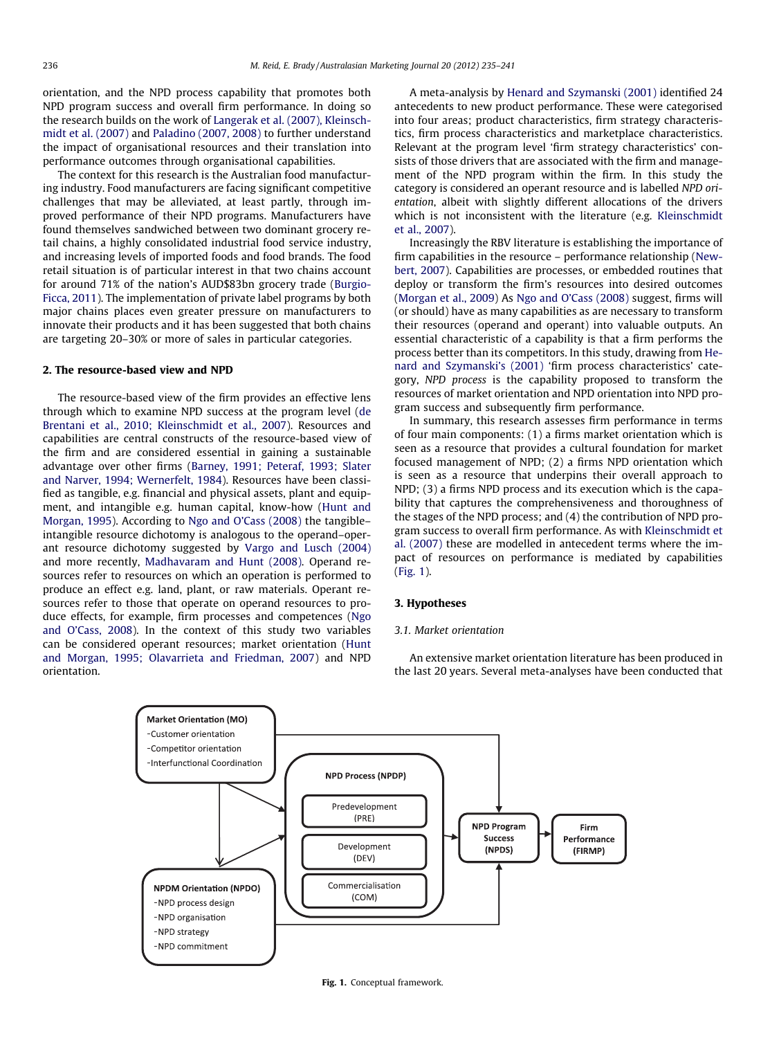orientation, and the NPD process capability that promotes both NPD program success and overall firm performance. In doing so the research builds on the work of Langerak et al. (2007), Kleinschmidt et al. (2007) and Paladino (2007, 2008) to further understand the impact of organisational resources and their translation into performance outcomes through organisational capabilities.

The context for this research is the Australian food manufacturing industry. Food manufacturers are facing significant competitive challenges that may be alleviated, at least partly, through improved performance of their NPD programs. Manufacturers have found themselves sandwiched between two dominant grocery retail chains, a highly consolidated industrial food service industry, and increasing levels of imported foods and food brands. The food retail situation is of particular interest in that two chains account for around 71% of the nation's AUD$83bn grocery trade (Burgio-Ficca, 2011). The implementation of private label programs by both major chains places even greater pressure on manufacturers to innovate their products and it has been suggested that both chains are targeting 20–30% or more of sales in particular categories.

## 2. The resource-based view and NPD

The resource-based view of the firm provides an effective lens through which to examine NPD success at the program level (de Brentani et al., 2010; Kleinschmidt et al., 2007). Resources and capabilities are central constructs of the resource-based view of the firm and are considered essential in gaining a sustainable advantage over other firms (Barney, 1991; Peteraf, 1993; Slater and Narver, 1994; Wernerfelt, 1984). Resources have been classified as tangible, e.g. financial and physical assets, plant and equipment, and intangible e.g. human capital, know-how (Hunt and Morgan, 1995). According to Ngo and O'Cass (2008) the tangible–intangible resource dichotomy is analogous to the operand–operant resource dichotomy suggested by Vargo and Lusch (2004) and more recently, Madhavaram and Hunt (2008). Operand resources refer to resources on which an operation is performed to produce an effect e.g. land, plant, or raw materials. Operant resources refer to those that operate on operand resources to produce effects, for example, firm processes and competences (Ngo and O'Cass, 2008). In the context of this study two variables can be considered operant resources; market orientation (Hunt and Morgan, 1995; Olavarrieta and Friedman, 2007) and NPD orientation.

A meta-analysis by Henard and Szymanski (2001) identified 24 antecedents to new product performance. These were categorised into four areas; product characteristics, firm strategy characteristics, firm process characteristics and marketplace characteristics. Relevant at the program level 'firm strategy characteristics' consists of those drivers that are associated with the firm and management of the NPD program within the firm. In this study the category is considered an operant resource and is labelled *NPD orientation*, albeit with slightly different allocations of the drivers which is not inconsistent with the literature (e.g. Kleinschmidt et al., 2007).

Increasingly the RBV literature is establishing the importance of firm capabilities in the resource – performance relationship (Newbert, 2007). Capabilities are processes, or embedded routines that deploy or transform the firm's resources into desired outcomes (Morgan et al., 2009) As Ngo and O'Cass (2008) suggest, firms will (or should) have as many capabilities as are necessary to transform their resources (operand and operant) into valuable outputs. An essential characteristic of a capability is that a firm performs the process better than its competitors. In this study, drawing from Henard and Szymanski's (2001) 'firm process characteristics' category, *NPD process* is the capability proposed to transform the resources of market orientation and NPD orientation into NPD program success and subsequently firm performance.

In summary, this research assesses firm performance in terms of four main components: (1) a firms market orientation which is seen as a resource that provides a cultural foundation for market focused management of NPD; (2) a firms NPD orientation which is seen as a resource that underpins their overall approach to NPD; (3) a firms NPD process and its execution which is the capability that captures the comprehensiveness and thoroughness of the stages of the NPD process; and (4) the contribution of NPD program success to overall firm performance. As with Kleinschmidt et al. (2007) these are modelled in antecedent terms where the impact of resources on performance is mediated by capabilities (Fig. 1).

## 3. Hypotheses

### 3.1. Market orientation

An extensive market orientation literature has been produced in the last 20 years. Several meta-analyses have been conducted that

Market Orientation (MO)
- Customer orientation
- Competitor orientation
- Interfunctional Coordination

NPD Process (NPDP)
- Predevelopment (PRE)
- Development (DEV)
- Commercialisation (COM)

NPDM Orientation (NPDO)
- NPD process design
- NPD organisation
- NPD strategy
- NPD commitment

NPD Program Success (NPDS)

Firm Performance (FIRMP)

**Fig. 1.** Conceptual framework.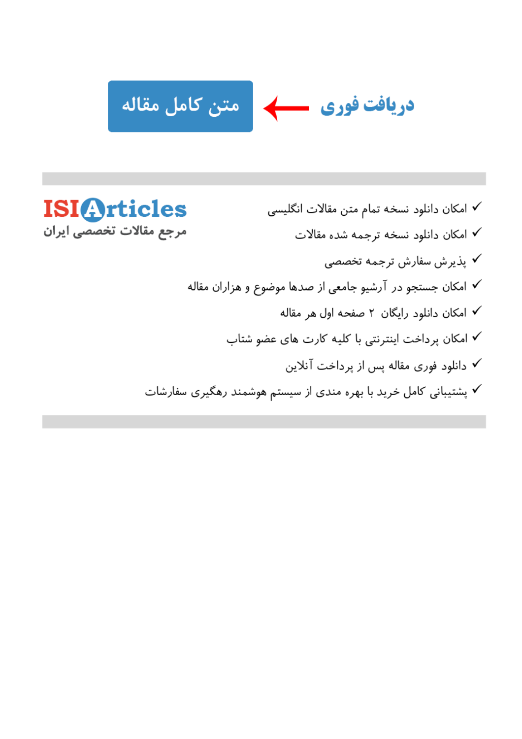دریافت فوری ← **متن کامل مقاله**

**ISIArticles**
مرجع مقالات تخصصی ایران

- ✓ امکان دانلود نسخه تمام متن مقالات انگلیسی
- ✓ امکان دانلود نسخه ترجمه شده مقالات
- ✓ پذیرش سفارش ترجمه تخصصی
- ✓ امکان جستجو در آرشیو جامعی از صدها موضوع و هزاران مقاله
- ✓ امکان دانلود رایگان ۲ صفحه اول هر مقاله
- ✓ امکان پرداخت اینترنتی با کلیه کارت های عضو شتاب
- ✓ دانلود فوری مقاله پس از پرداخت آنلاین
- ✓ پشتیبانی کامل خرید با بهره مندی از سیستم هوشمند رهگیری سفارشات